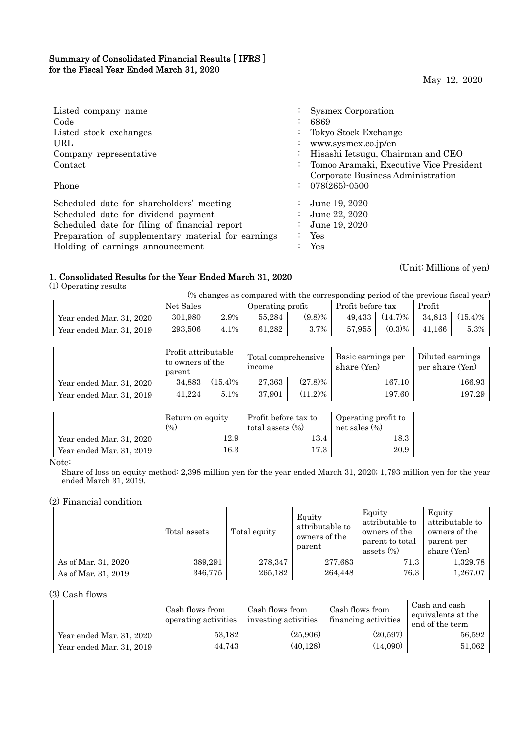# Summary of Consolidated Financial Results [ IFRS ] for the Fiscal Year Ended March 31, 2020

May 12, 2020

| | | |
|---|---|---|
| Listed company name | : | Sysmex Corporation |
| Code | : | 6869 |
| Listed stock exchanges | : | Tokyo Stock Exchange |
| URL | : | www.sysmex.co.jp/en |
| Company representative | : | Hisashi Ietsugu, Chairman and CEO |
| Contact | : | Tomoo Aramaki, Executive Vice President Corporate Business Administration |
| Phone | : | 078(265)-0500 |
| Scheduled date for shareholders' meeting | : | June 19, 2020 |
| Scheduled date for dividend payment | : | June 22, 2020 |
| Scheduled date for filing of financial report | : | June 19, 2020 |
| Preparation of supplementary material for earnings | : | Yes |
| Holding of earnings announcement | : | Yes |

(Unit: Millions of yen)

## 1. Consolidated Results for the Year Ended March 31, 2020

(1) Operating results

(% changes as compared with the corresponding period of the previous fiscal year)

| | Net Sales | | Operating profit | | Profit before tax | | Profit | |
|---|---|---|---|---|---|---|---|---|
| Year ended Mar. 31, 2020 | 301,980 | 2.9% | 55,284 | (9.8)% | 49,433 | (14.7)% | 34,813 | (15.4)% |
| Year ended Mar. 31, 2019 | 293,506 | 4.1% | 61,282 | 3.7% | 57,955 | (0.3)% | 41,166 | 5.3% |

| | Profit attributable to owners of the parent | | Total comprehensive income | | Basic earnings per share (Yen) | Diluted earnings per share (Yen) |
|---|---|---|---|---|---|---|
| Year ended Mar. 31, 2020 | 34,883 | (15.4)% | 27,363 | (27.8)% | 167.10 | 166.93 |
| Year ended Mar. 31, 2019 | 41,224 | 5.1% | 37,901 | (11.2)% | 197.60 | 197.29 |

| | Return on equity (%) | Profit before tax to total assets (%) | Operating profit to net sales (%) |
|---|---|---|---|
| Year ended Mar. 31, 2020 | 12.9 | 13.4 | 18.3 |
| Year ended Mar. 31, 2019 | 16.3 | 17.3 | 20.9 |

Note:

Share of loss on equity method: 2,398 million yen for the year ended March 31, 2020; 1,793 million yen for the year ended March 31, 2019.

(2) Financial condition

| | Total assets | Total equity | Equity attributable to owners of the parent | Equity attributable to owners of the parent to total assets (%) | Equity attributable to owners of the parent per share (Yen) |
|---|---|---|---|---|---|
| As of Mar. 31, 2020 | 389,291 | 278,347 | 277,683 | 71.3 | 1,329.78 |
| As of Mar. 31, 2019 | 346,775 | 265,182 | 264,448 | 76.3 | 1,267.07 |

(3) Cash flows

| | Cash flows from operating activities | Cash flows from investing activities | Cash flows from financing activities | Cash and cash equivalents at the end of the term |
|---|---|---|---|---|
| Year ended Mar. 31, 2020 | 53,182 | (25,906) | (20,597) | 56,592 |
| Year ended Mar. 31, 2019 | 44,743 | (40,128) | (14,090) | 51,062 |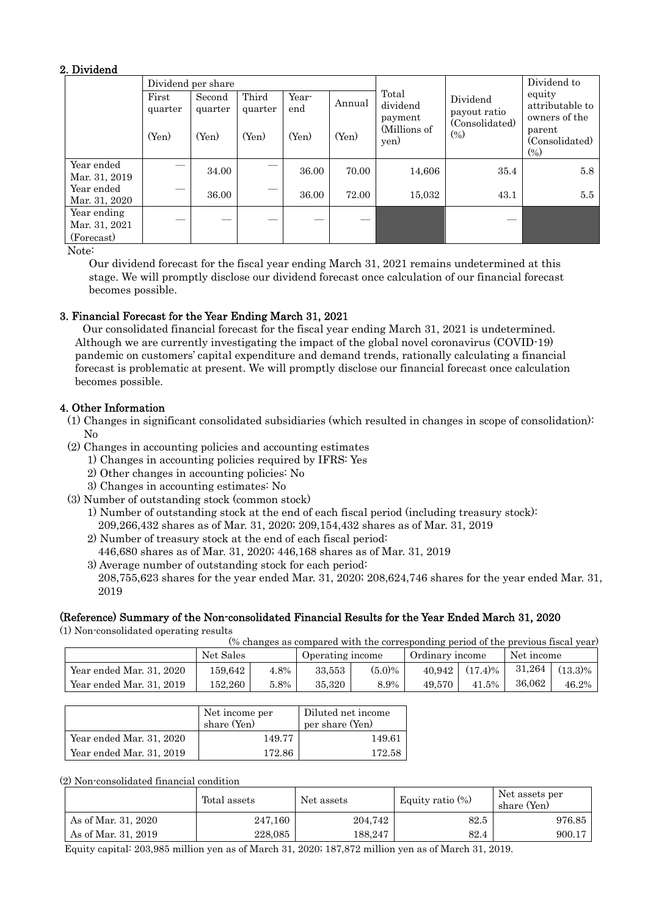## 2. Dividend

| | Dividend per share | | | | | Total dividend payment (Millions of yen) | Dividend payout ratio (Consolidated) (%) | Dividend to equity attributable to owners of the parent (Consolidated) (%) |
|---|---|---|---|---|---|---|---|---|
| | First quarter (Yen) | Second quarter (Yen) | Third quarter (Yen) | Year-end (Yen) | Annual (Yen) | | | |
| Year ended Mar. 31, 2019 | — | 34.00 | — | 36.00 | 70.00 | 14,606 | 35.4 | 5.8 |
| Year ended Mar. 31, 2020 | — | 36.00 | — | 36.00 | 72.00 | 15,032 | 43.1 | 5.5 |
| Year ending Mar. 31, 2021 (Forecast) | — | — | — | — | — | | — | |

Note:

Our dividend forecast for the fiscal year ending March 31, 2021 remains undetermined at this stage. We will promptly disclose our dividend forecast once calculation of our financial forecast becomes possible.

## 3. Financial Forecast for the Year Ending March 31, 2021

Our consolidated financial forecast for the fiscal year ending March 31, 2021 is undetermined. Although we are currently investigating the impact of the global novel coronavirus (COVID-19) pandemic on customers' capital expenditure and demand trends, rationally calculating a financial forecast is problematic at present. We will promptly disclose our financial forecast once calculation becomes possible.

## 4. Other Information

(1) Changes in significant consolidated subsidiaries (which resulted in changes in scope of consolidation): No

(2) Changes in accounting policies and accounting estimates

1) Changes in accounting policies required by IFRS: Yes
2) Other changes in accounting policies: No
3) Changes in accounting estimates: No

(3) Number of outstanding stock (common stock)

1) Number of outstanding stock at the end of each fiscal period (including treasury stock): 209,266,432 shares as of Mar. 31, 2020; 209,154,432 shares as of Mar. 31, 2019
2) Number of treasury stock at the end of each fiscal period: 446,680 shares as of Mar. 31, 2020; 446,168 shares as of Mar. 31, 2019
3) Average number of outstanding stock for each period: 208,755,623 shares for the year ended Mar. 31, 2020; 208,624,746 shares for the year ended Mar. 31, 2019

## (Reference) Summary of the Non-consolidated Financial Results for the Year Ended March 31, 2020

(1) Non-consolidated operating results

(% changes as compared with the corresponding period of the previous fiscal year)

| | Net Sales | | Operating income | | Ordinary income | | Net income | |
|---|---|---|---|---|---|---|---|---|
| Year ended Mar. 31, 2020 | 159,642 | 4.8% | 33,553 | (5.0)% | 40,942 | (17.4)% | 31,264 | (13.3)% |
| Year ended Mar. 31, 2019 | 152,260 | 5.8% | 35,320 | 8.9% | 49,570 | 41.5% | 36,062 | 46.2% |

| | Net income per share (Yen) | Diluted net income per share (Yen) |
|---|---|---|
| Year ended Mar. 31, 2020 | 149.77 | 149.61 |
| Year ended Mar. 31, 2019 | 172.86 | 172.58 |

(2) Non-consolidated financial condition

| | Total assets | Net assets | Equity ratio (%) | Net assets per share (Yen) |
|---|---|---|---|---|
| As of Mar. 31, 2020 | 247,160 | 204,742 | 82.5 | 976.85 |
| As of Mar. 31, 2019 | 228,085 | 188,247 | 82.4 | 900.17 |

Equity capital: 203,985 million yen as of March 31, 2020; 187,872 million yen as of March 31, 2019.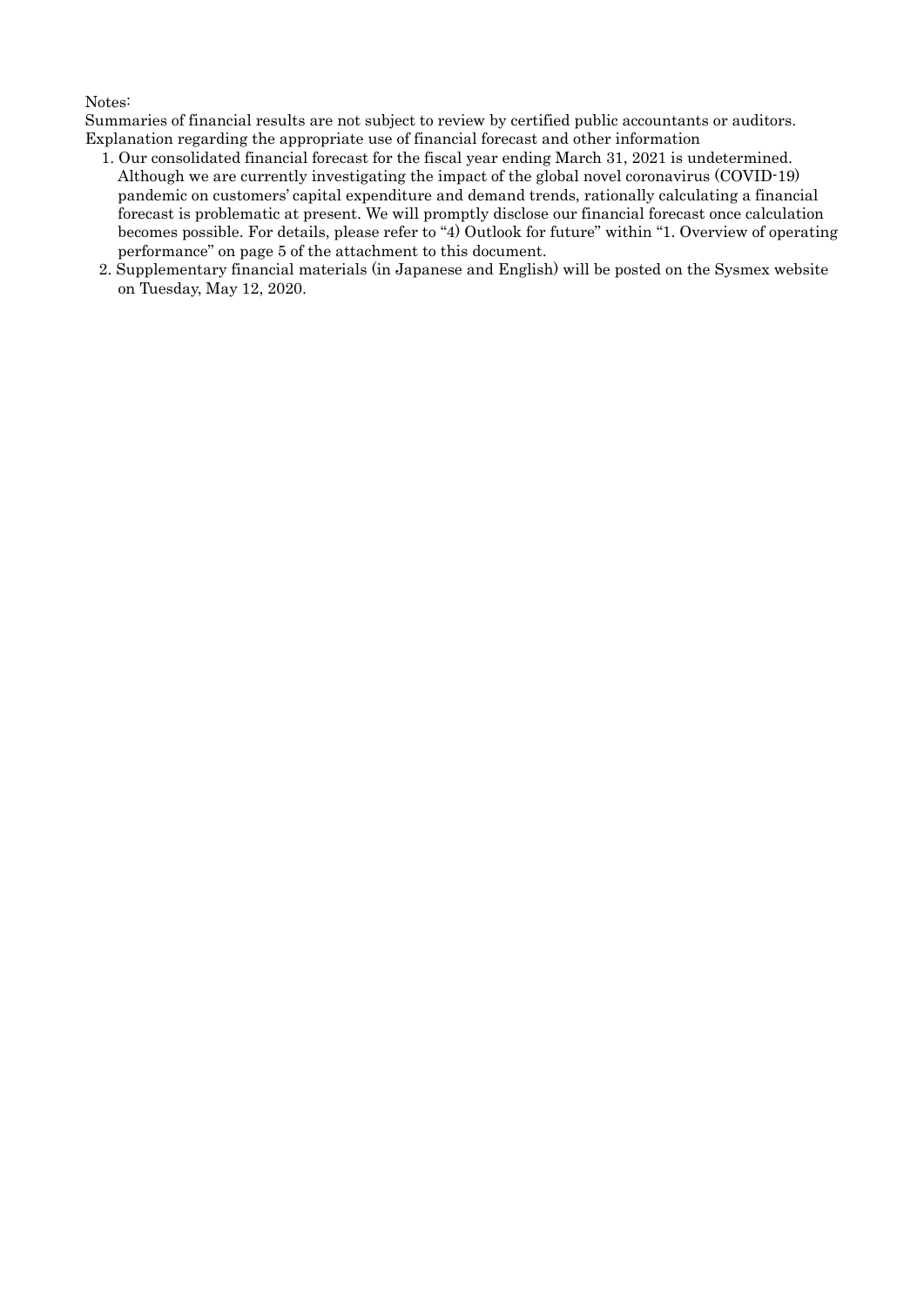Notes:

Summaries of financial results are not subject to review by certified public accountants or auditors.

Explanation regarding the appropriate use of financial forecast and other information

1. Our consolidated financial forecast for the fiscal year ending March 31, 2021 is undetermined. Although we are currently investigating the impact of the global novel coronavirus (COVID-19) pandemic on customers' capital expenditure and demand trends, rationally calculating a financial forecast is problematic at present. We will promptly disclose our financial forecast once calculation becomes possible. For details, please refer to "4) Outlook for future" within "1. Overview of operating performance" on page 5 of the attachment to this document.
2. Supplementary financial materials (in Japanese and English) will be posted on the Sysmex website on Tuesday, May 12, 2020.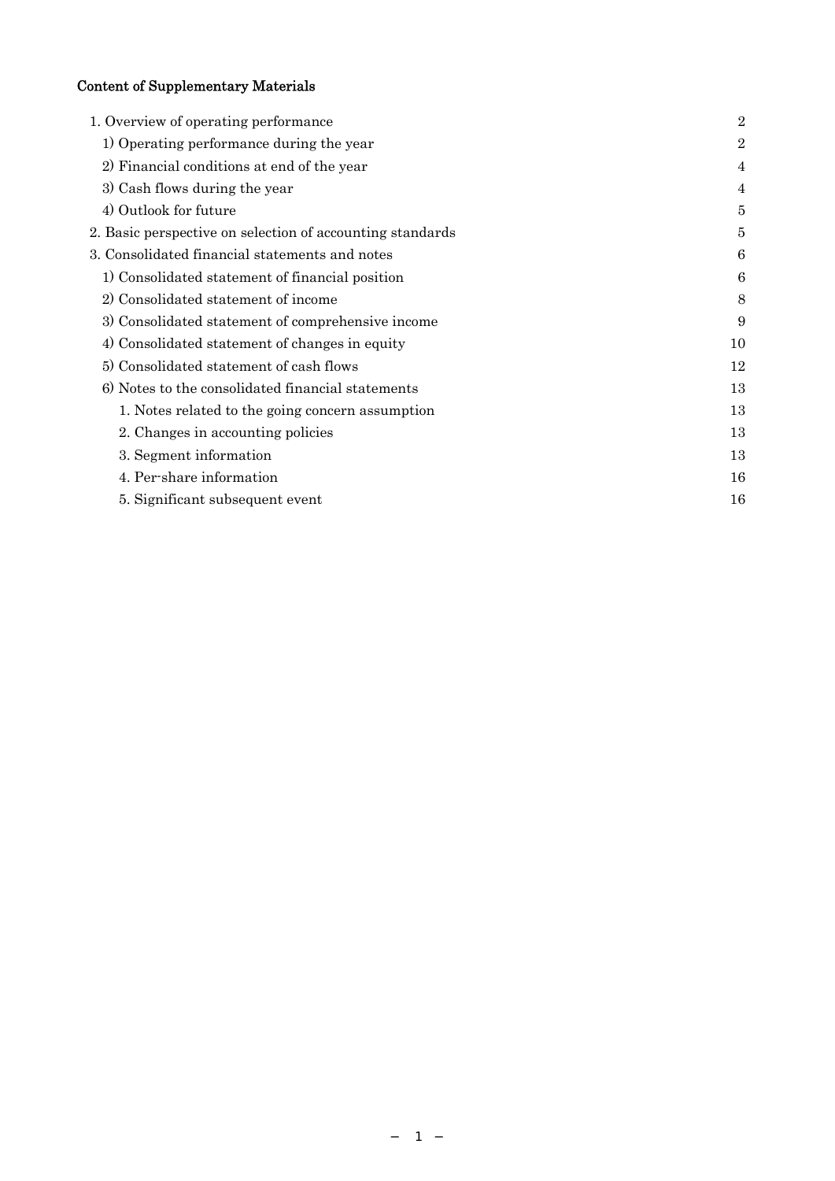## Content of Supplementary Materials

| | |
|---|---|
| 1. Overview of operating performance | 2 |
| 1) Operating performance during the year | 2 |
| 2) Financial conditions at end of the year | 4 |
| 3) Cash flows during the year | 4 |
| 4) Outlook for future | 5 |
| 2. Basic perspective on selection of accounting standards | 5 |
| 3. Consolidated financial statements and notes | 6 |
| 1) Consolidated statement of financial position | 6 |
| 2) Consolidated statement of income | 8 |
| 3) Consolidated statement of comprehensive income | 9 |
| 4) Consolidated statement of changes in equity | 10 |
| 5) Consolidated statement of cash flows | 12 |
| 6) Notes to the consolidated financial statements | 13 |
| 1. Notes related to the going concern assumption | 13 |
| 2. Changes in accounting policies | 13 |
| 3. Segment information | 13 |
| 4. Per-share information | 16 |
| 5. Significant subsequent event | 16 |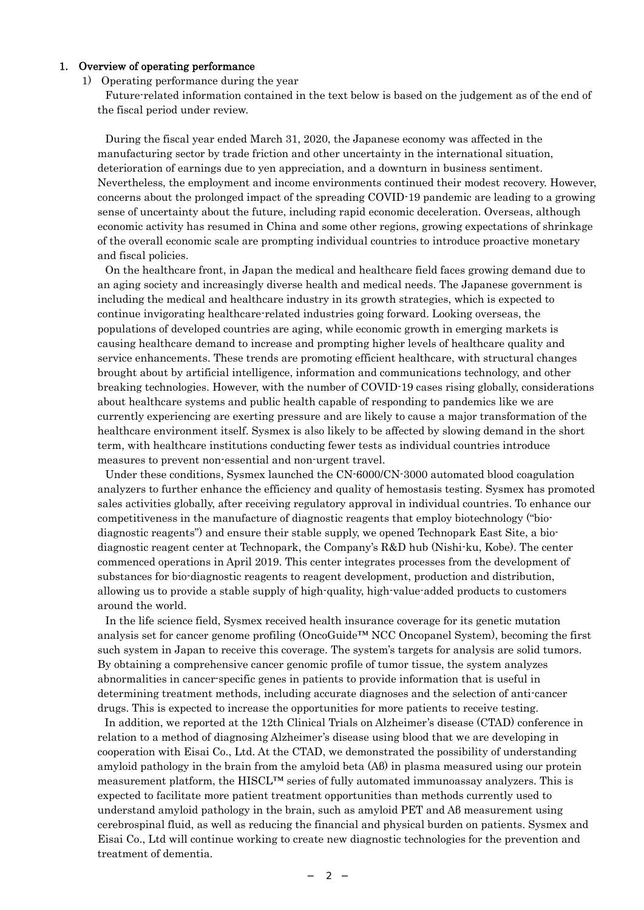## 1. Overview of operating performance

### 1) Operating performance during the year

Future-related information contained in the text below is based on the judgement as of the end of the fiscal period under review.

During the fiscal year ended March 31, 2020, the Japanese economy was affected in the manufacturing sector by trade friction and other uncertainty in the international situation, deterioration of earnings due to yen appreciation, and a downturn in business sentiment. Nevertheless, the employment and income environments continued their modest recovery. However, concerns about the prolonged impact of the spreading COVID-19 pandemic are leading to a growing sense of uncertainty about the future, including rapid economic deceleration. Overseas, although economic activity has resumed in China and some other regions, growing expectations of shrinkage of the overall economic scale are prompting individual countries to introduce proactive monetary and fiscal policies.

On the healthcare front, in Japan the medical and healthcare field faces growing demand due to an aging society and increasingly diverse health and medical needs. The Japanese government is including the medical and healthcare industry in its growth strategies, which is expected to continue invigorating healthcare-related industries going forward. Looking overseas, the populations of developed countries are aging, while economic growth in emerging markets is causing healthcare demand to increase and prompting higher levels of healthcare quality and service enhancements. These trends are promoting efficient healthcare, with structural changes brought about by artificial intelligence, information and communications technology, and other breaking technologies. However, with the number of COVID-19 cases rising globally, considerations about healthcare systems and public health capable of responding to pandemics like we are currently experiencing are exerting pressure and are likely to cause a major transformation of the healthcare environment itself. Sysmex is also likely to be affected by slowing demand in the short term, with healthcare institutions conducting fewer tests as individual countries introduce measures to prevent non-essential and non-urgent travel.

Under these conditions, Sysmex launched the CN-6000/CN-3000 automated blood coagulation analyzers to further enhance the efficiency and quality of hemostasis testing. Sysmex has promoted sales activities globally, after receiving regulatory approval in individual countries. To enhance our competitiveness in the manufacture of diagnostic reagents that employ biotechnology ("bio-diagnostic reagents") and ensure their stable supply, we opened Technopark East Site, a bio-diagnostic reagent center at Technopark, the Company's R&D hub (Nishi-ku, Kobe). The center commenced operations in April 2019. This center integrates processes from the development of substances for bio-diagnostic reagents to reagent development, production and distribution, allowing us to provide a stable supply of high-quality, high-value-added products to customers around the world.

In the life science field, Sysmex received health insurance coverage for its genetic mutation analysis set for cancer genome profiling (OncoGuide™ NCC Oncopanel System), becoming the first such system in Japan to receive this coverage. The system's targets for analysis are solid tumors. By obtaining a comprehensive cancer genomic profile of tumor tissue, the system analyzes abnormalities in cancer-specific genes in patients to provide information that is useful in determining treatment methods, including accurate diagnoses and the selection of anti-cancer drugs. This is expected to increase the opportunities for more patients to receive testing.

In addition, we reported at the 12th Clinical Trials on Alzheimer's disease (CTAD) conference in relation to a method of diagnosing Alzheimer's disease using blood that we are developing in cooperation with Eisai Co., Ltd. At the CTAD, we demonstrated the possibility of understanding amyloid pathology in the brain from the amyloid beta (Aß) in plasma measured using our protein measurement platform, the HISCL™ series of fully automated immunoassay analyzers. This is expected to facilitate more patient treatment opportunities than methods currently used to understand amyloid pathology in the brain, such as amyloid PET and Aß measurement using cerebrospinal fluid, as well as reducing the financial and physical burden on patients. Sysmex and Eisai Co., Ltd will continue working to create new diagnostic technologies for the prevention and treatment of dementia.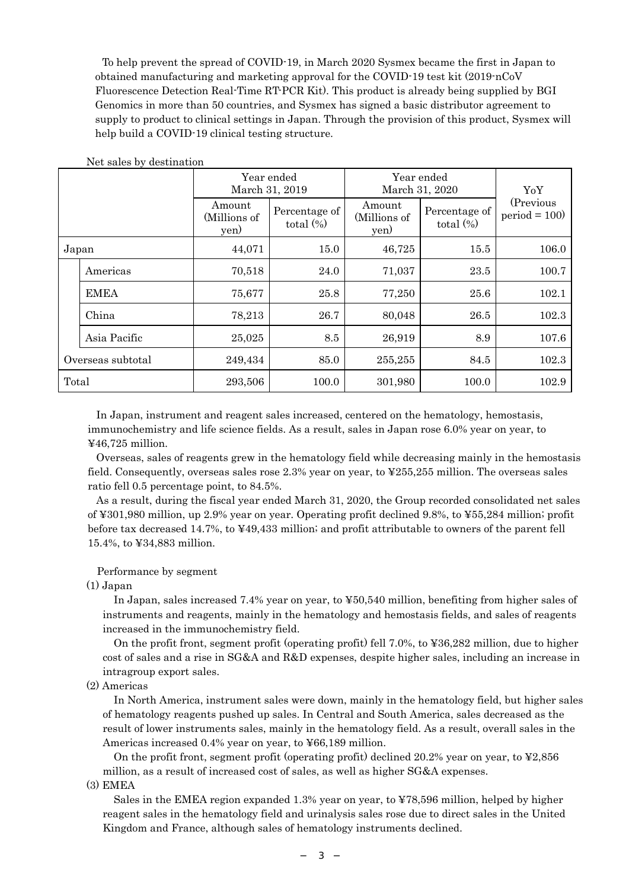To help prevent the spread of COVID-19, in March 2020 Sysmex became the first in Japan to obtained manufacturing and marketing approval for the COVID-19 test kit (2019-nCoV Fluorescence Detection Real-Time RT-PCR Kit). This product is already being supplied by BGI Genomics in more than 50 countries, and Sysmex has signed a basic distributor agreement to supply to product to clinical settings in Japan. Through the provision of this product, Sysmex will help build a COVID-19 clinical testing structure.

Net sales by destination

| | | Year ended March 31, 2019 | | Year ended March 31, 2020 | | YoY |
|---|---|---|---|---|---|---|
| | | Amount (Millions of yen) | Percentage of total (%) | Amount (Millions of yen) | Percentage of total (%) | (Previous period = 100) |
| Japan | | 44,071 | 15.0 | 46,725 | 15.5 | 106.0 |
| | Americas | 70,518 | 24.0 | 71,037 | 23.5 | 100.7 |
| | EMEA | 75,677 | 25.8 | 77,250 | 25.6 | 102.1 |
| | China | 78,213 | 26.7 | 80,048 | 26.5 | 102.3 |
| | Asia Pacific | 25,025 | 8.5 | 26,919 | 8.9 | 107.6 |
| Overseas subtotal | | 249,434 | 85.0 | 255,255 | 84.5 | 102.3 |
| Total | | 293,506 | 100.0 | 301,980 | 100.0 | 102.9 |

In Japan, instrument and reagent sales increased, centered on the hematology, hemostasis, immunochemistry and life science fields. As a result, sales in Japan rose 6.0% year on year, to ¥46,725 million.

Overseas, sales of reagents grew in the hematology field while decreasing mainly in the hemostasis field. Consequently, overseas sales rose 2.3% year on year, to ¥255,255 million. The overseas sales ratio fell 0.5 percentage point, to 84.5%.

As a result, during the fiscal year ended March 31, 2020, the Group recorded consolidated net sales of ¥301,980 million, up 2.9% year on year. Operating profit declined 9.8%, to ¥55,284 million; profit before tax decreased 14.7%, to ¥49,433 million; and profit attributable to owners of the parent fell 15.4%, to ¥34,883 million.

Performance by segment

(1) Japan

In Japan, sales increased 7.4% year on year, to ¥50,540 million, benefiting from higher sales of instruments and reagents, mainly in the hematology and hemostasis fields, and sales of reagents increased in the immunochemistry field.

On the profit front, segment profit (operating profit) fell 7.0%, to ¥36,282 million, due to higher cost of sales and a rise in SG&A and R&D expenses, despite higher sales, including an increase in intragroup export sales.

(2) Americas

In North America, instrument sales were down, mainly in the hematology field, but higher sales of hematology reagents pushed up sales. In Central and South America, sales decreased as the result of lower instruments sales, mainly in the hematology field. As a result, overall sales in the Americas increased 0.4% year on year, to ¥66,189 million.

On the profit front, segment profit (operating profit) declined 20.2% year on year, to ¥2,856 million, as a result of increased cost of sales, as well as higher SG&A expenses.

(3) EMEA

Sales in the EMEA region expanded 1.3% year on year, to ¥78,596 million, helped by higher reagent sales in the hematology field and urinalysis sales rose due to direct sales in the United Kingdom and France, although sales of hematology instruments declined.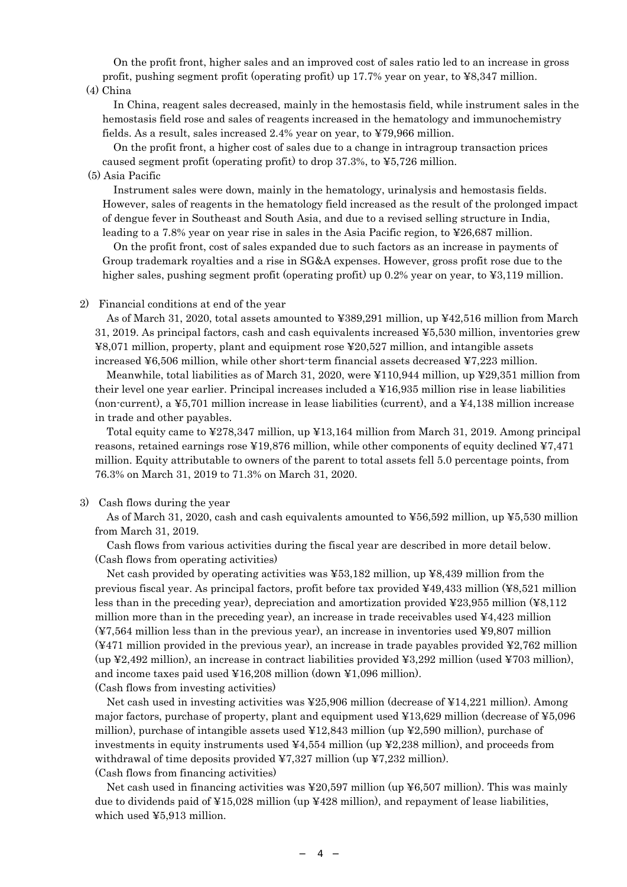On the profit front, higher sales and an improved cost of sales ratio led to an increase in gross profit, pushing segment profit (operating profit) up 17.7% year on year, to ¥8,347 million.

(4) China

In China, reagent sales decreased, mainly in the hemostasis field, while instrument sales in the hemostasis field rose and sales of reagents increased in the hematology and immunochemistry fields. As a result, sales increased 2.4% year on year, to ¥79,966 million.

On the profit front, a higher cost of sales due to a change in intragroup transaction prices caused segment profit (operating profit) to drop 37.3%, to ¥5,726 million.

(5) Asia Pacific

Instrument sales were down, mainly in the hematology, urinalysis and hemostasis fields. However, sales of reagents in the hematology field increased as the result of the prolonged impact of dengue fever in Southeast and South Asia, and due to a revised selling structure in India, leading to a 7.8% year on year rise in sales in the Asia Pacific region, to ¥26,687 million.

On the profit front, cost of sales expanded due to such factors as an increase in payments of Group trademark royalties and a rise in SG&A expenses. However, gross profit rose due to the higher sales, pushing segment profit (operating profit) up 0.2% year on year, to ¥3,119 million.

2) Financial conditions at end of the year

As of March 31, 2020, total assets amounted to ¥389,291 million, up ¥42,516 million from March 31, 2019. As principal factors, cash and cash equivalents increased ¥5,530 million, inventories grew ¥8,071 million, property, plant and equipment rose ¥20,527 million, and intangible assets increased ¥6,506 million, while other short-term financial assets decreased ¥7,223 million.

Meanwhile, total liabilities as of March 31, 2020, were ¥110,944 million, up ¥29,351 million from their level one year earlier. Principal increases included a ¥16,935 million rise in lease liabilities (non-current), a ¥5,701 million increase in lease liabilities (current), and a ¥4,138 million increase in trade and other payables.

Total equity came to ¥278,347 million, up ¥13,164 million from March 31, 2019. Among principal reasons, retained earnings rose ¥19,876 million, while other components of equity declined ¥7,471 million. Equity attributable to owners of the parent to total assets fell 5.0 percentage points, from 76.3% on March 31, 2019 to 71.3% on March 31, 2020.

3) Cash flows during the year

As of March 31, 2020, cash and cash equivalents amounted to ¥56,592 million, up ¥5,530 million from March 31, 2019.

Cash flows from various activities during the fiscal year are described in more detail below.

(Cash flows from operating activities)

Net cash provided by operating activities was ¥53,182 million, up ¥8,439 million from the previous fiscal year. As principal factors, profit before tax provided ¥49,433 million (¥8,521 million less than in the preceding year), depreciation and amortization provided ¥23,955 million (¥8,112 million more than in the preceding year), an increase in trade receivables used ¥4,423 million (¥7,564 million less than in the previous year), an increase in inventories used ¥9,807 million (¥471 million provided in the previous year), an increase in trade payables provided ¥2,762 million (up ¥2,492 million), an increase in contract liabilities provided ¥3,292 million (used ¥703 million), and income taxes paid used ¥16,208 million (down ¥1,096 million).

(Cash flows from investing activities)

Net cash used in investing activities was ¥25,906 million (decrease of ¥14,221 million). Among major factors, purchase of property, plant and equipment used ¥13,629 million (decrease of ¥5,096 million), purchase of intangible assets used ¥12,843 million (up ¥2,590 million), purchase of investments in equity instruments used ¥4,554 million (up ¥2,238 million), and proceeds from withdrawal of time deposits provided ¥7,327 million (up ¥7,232 million).

(Cash flows from financing activities)

Net cash used in financing activities was ¥20,597 million (up ¥6,507 million). This was mainly due to dividends paid of ¥15,028 million (up ¥428 million), and repayment of lease liabilities, which used ¥5,913 million.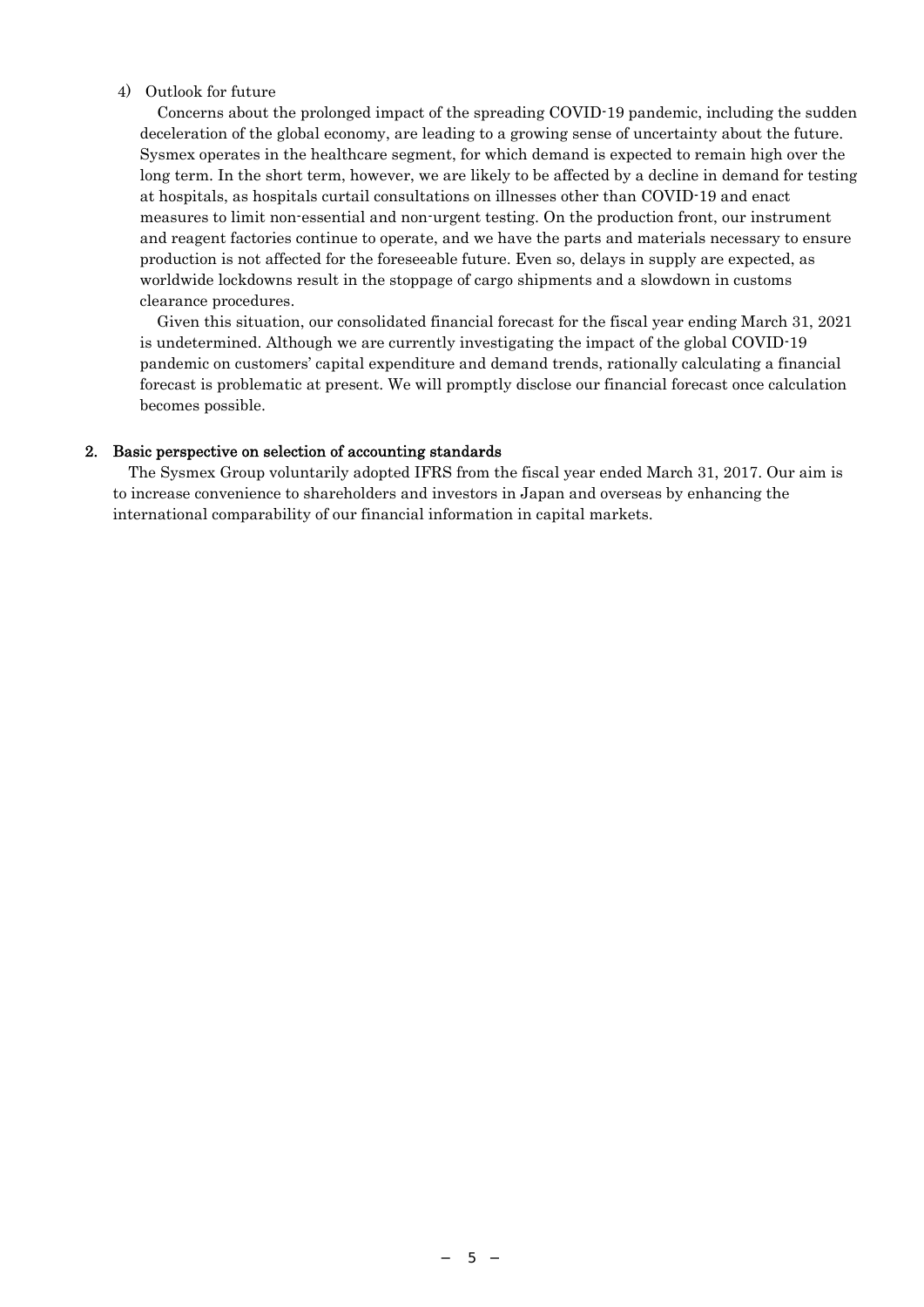4) Outlook for future

Concerns about the prolonged impact of the spreading COVID-19 pandemic, including the sudden deceleration of the global economy, are leading to a growing sense of uncertainty about the future. Sysmex operates in the healthcare segment, for which demand is expected to remain high over the long term. In the short term, however, we are likely to be affected by a decline in demand for testing at hospitals, as hospitals curtail consultations on illnesses other than COVID-19 and enact measures to limit non-essential and non-urgent testing. On the production front, our instrument and reagent factories continue to operate, and we have the parts and materials necessary to ensure production is not affected for the foreseeable future. Even so, delays in supply are expected, as worldwide lockdowns result in the stoppage of cargo shipments and a slowdown in customs clearance procedures.

Given this situation, our consolidated financial forecast for the fiscal year ending March 31, 2021 is undetermined. Although we are currently investigating the impact of the global COVID-19 pandemic on customers' capital expenditure and demand trends, rationally calculating a financial forecast is problematic at present. We will promptly disclose our financial forecast once calculation becomes possible.

## 2. Basic perspective on selection of accounting standards

The Sysmex Group voluntarily adopted IFRS from the fiscal year ended March 31, 2017. Our aim is to increase convenience to shareholders and investors in Japan and overseas by enhancing the international comparability of our financial information in capital markets.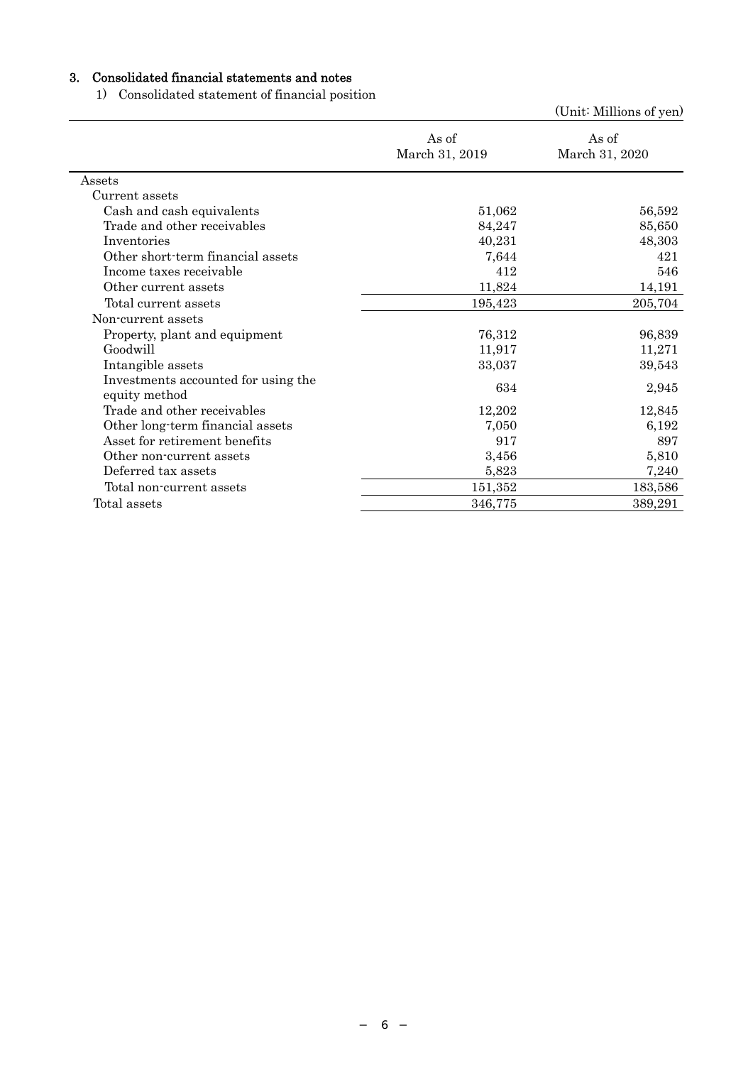## 3. Consolidated financial statements and notes

1) Consolidated statement of financial position

(Unit: Millions of yen)

| | As of March 31, 2019 | As of March 31, 2020 |
|---|---|---|
| Assets | | |
| Current assets | | |
| Cash and cash equivalents | 51,062 | 56,592 |
| Trade and other receivables | 84,247 | 85,650 |
| Inventories | 40,231 | 48,303 |
| Other short-term financial assets | 7,644 | 421 |
| Income taxes receivable | 412 | 546 |
| Other current assets | 11,824 | 14,191 |
| Total current assets | 195,423 | 205,704 |
| Non-current assets | | |
| Property, plant and equipment | 76,312 | 96,839 |
| Goodwill | 11,917 | 11,271 |
| Intangible assets | 33,037 | 39,543 |
| Investments accounted for using the equity method | 634 | 2,945 |
| Trade and other receivables | 12,202 | 12,845 |
| Other long-term financial assets | 7,050 | 6,192 |
| Asset for retirement benefits | 917 | 897 |
| Other non-current assets | 3,456 | 5,810 |
| Deferred tax assets | 5,823 | 7,240 |
| Total non-current assets | 151,352 | 183,586 |
| Total assets | 346,775 | 389,291 |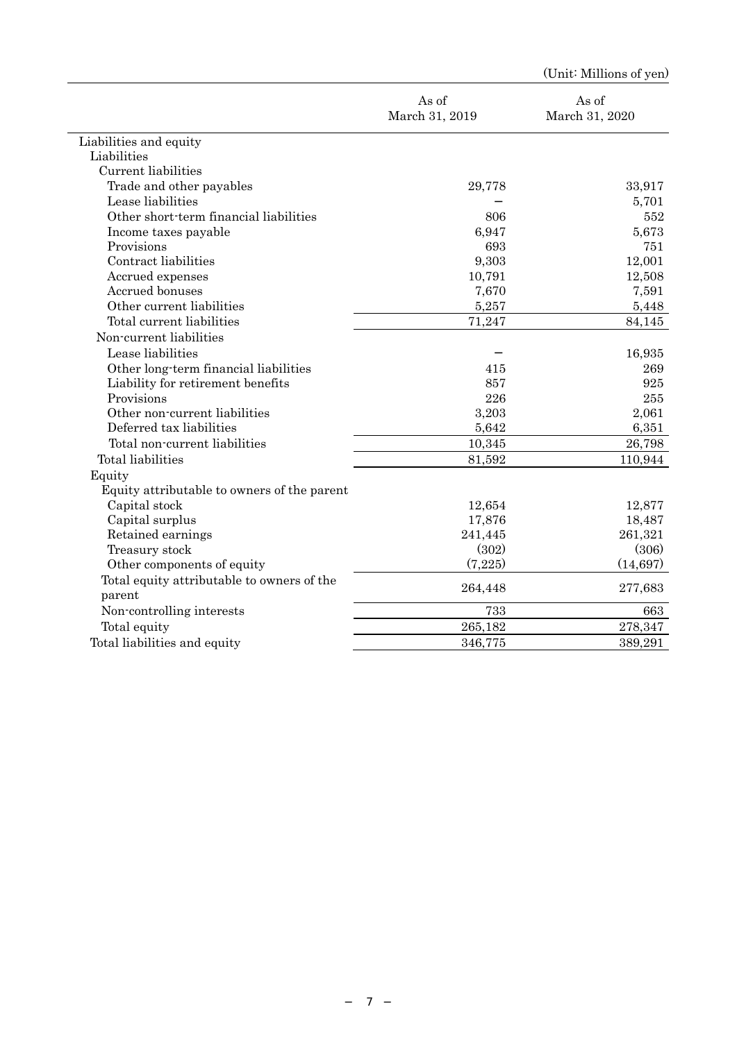(Unit: Millions of yen)

| | As of March 31, 2019 | As of March 31, 2020 |
|---|---|---|
| Liabilities and equity | | |
| Liabilities | | |
| Current liabilities | | |
| Trade and other payables | 29,778 | 33,917 |
| Lease liabilities | – | 5,701 |
| Other short-term financial liabilities | 806 | 552 |
| Income taxes payable | 6,947 | 5,673 |
| Provisions | 693 | 751 |
| Contract liabilities | 9,303 | 12,001 |
| Accrued expenses | 10,791 | 12,508 |
| Accrued bonuses | 7,670 | 7,591 |
| Other current liabilities | 5,257 | 5,448 |
| Total current liabilities | 71,247 | 84,145 |
| Non-current liabilities | | |
| Lease liabilities | – | 16,935 |
| Other long-term financial liabilities | 415 | 269 |
| Liability for retirement benefits | 857 | 925 |
| Provisions | 226 | 255 |
| Other non-current liabilities | 3,203 | 2,061 |
| Deferred tax liabilities | 5,642 | 6,351 |
| Total non-current liabilities | 10,345 | 26,798 |
| Total liabilities | 81,592 | 110,944 |
| Equity | | |
| Equity attributable to owners of the parent | | |
| Capital stock | 12,654 | 12,877 |
| Capital surplus | 17,876 | 18,487 |
| Retained earnings | 241,445 | 261,321 |
| Treasury stock | (302) | (306) |
| Other components of equity | (7,225) | (14,697) |
| Total equity attributable to owners of the parent | 264,448 | 277,683 |
| Non-controlling interests | 733 | 663 |
| Total equity | 265,182 | 278,347 |
| Total liabilities and equity | 346,775 | 389,291 |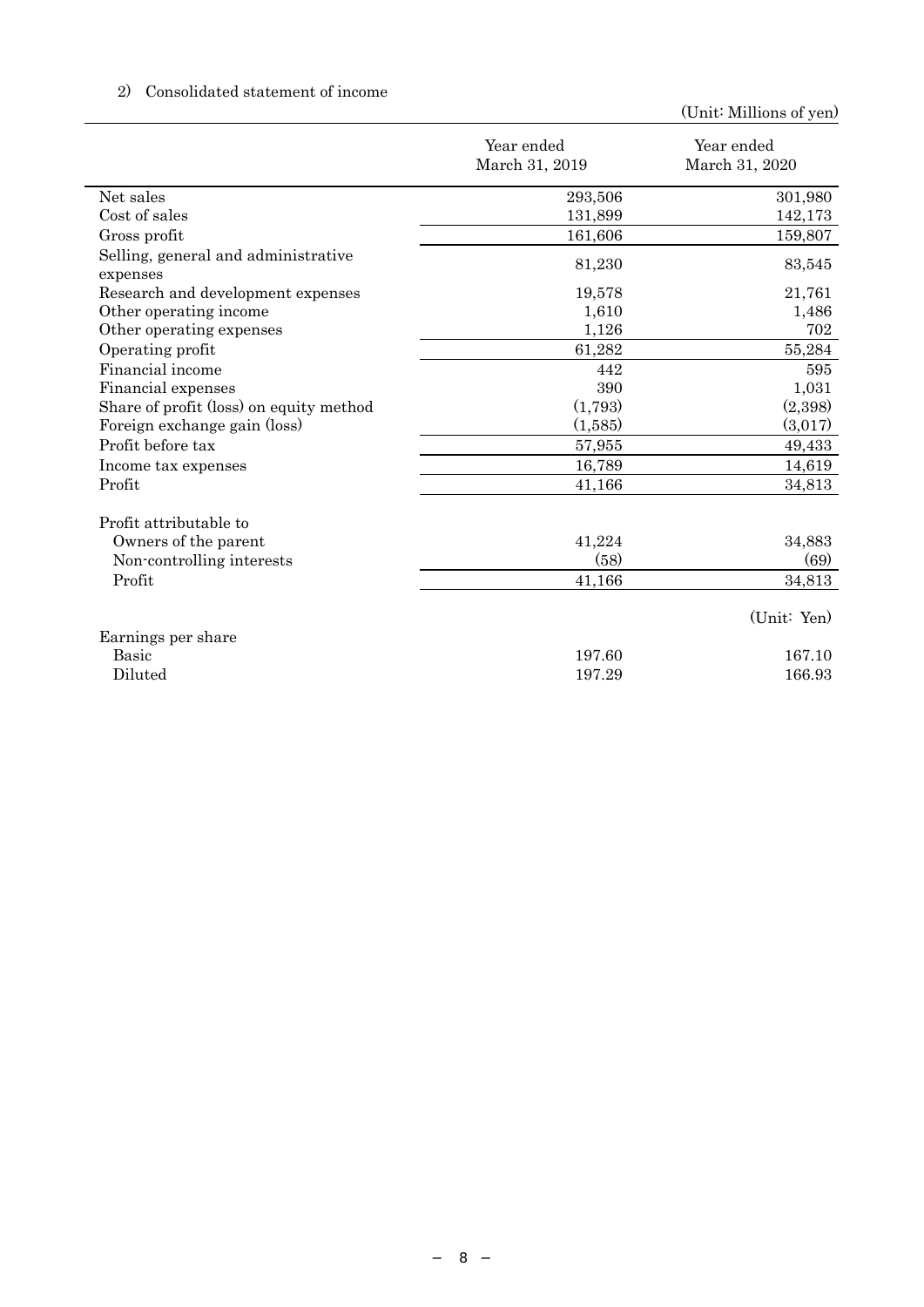2) Consolidated statement of income

(Unit: Millions of yen)

| | Year ended March 31, 2019 | Year ended March 31, 2020 |
|---|---|---|
| Net sales | 293,506 | 301,980 |
| Cost of sales | 131,899 | 142,173 |
| Gross profit | 161,606 | 159,807 |
| Selling, general and administrative expenses | 81,230 | 83,545 |
| Research and development expenses | 19,578 | 21,761 |
| Other operating income | 1,610 | 1,486 |
| Other operating expenses | 1,126 | 702 |
| Operating profit | 61,282 | 55,284 |
| Financial income | 442 | 595 |
| Financial expenses | 390 | 1,031 |
| Share of profit (loss) on equity method | (1,793) | (2,398) |
| Foreign exchange gain (loss) | (1,585) | (3,017) |
| Profit before tax | 57,955 | 49,433 |
| Income tax expenses | 16,789 | 14,619 |
| Profit | 41,166 | 34,813 |
| | | |
| Profit attributable to | | |
| Owners of the parent | 41,224 | 34,883 |
| Non-controlling interests | (58) | (69) |
| Profit | 41,166 | 34,813 |
| | | (Unit: Yen) |
| Earnings per share | | |
| Basic | 197.60 | 167.10 |
| Diluted | 197.29 | 166.93 |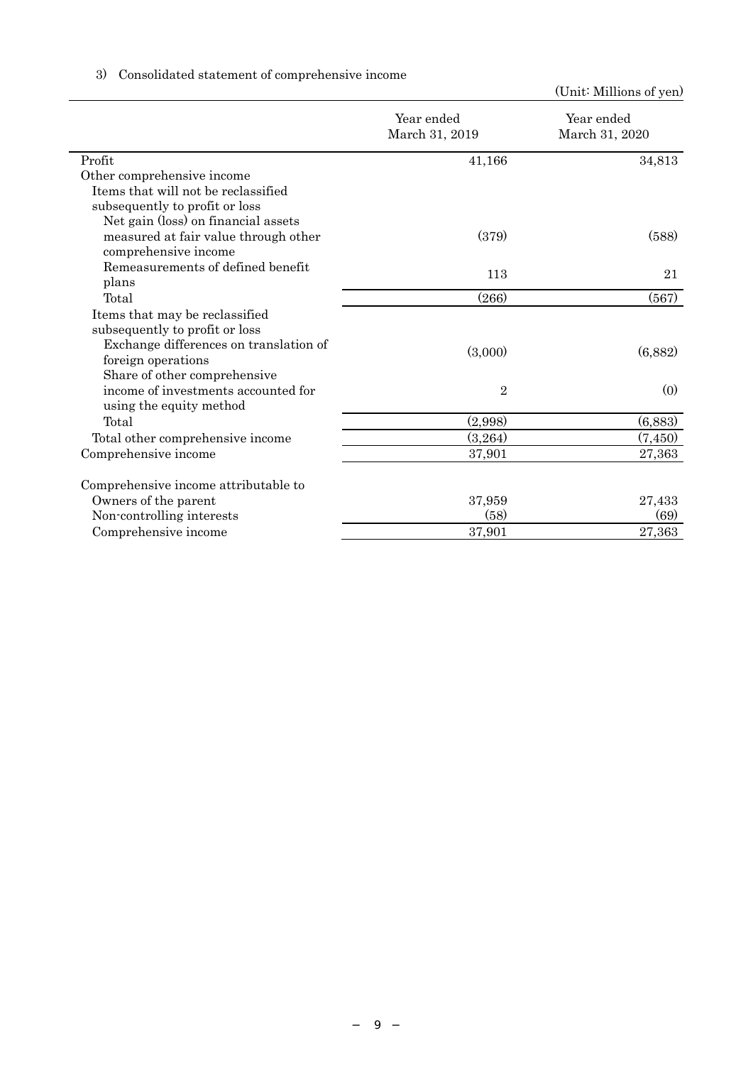3) Consolidated statement of comprehensive income

(Unit: Millions of yen)

| | Year ended March 31, 2019 | Year ended March 31, 2020 |
|---|---|---|
| Profit | 41,166 | 34,813 |
| Other comprehensive income | | |
| Items that will not be reclassified subsequently to profit or loss | | |
| Net gain (loss) on financial assets measured at fair value through other comprehensive income | (379) | (588) |
| Remeasurements of defined benefit plans | 113 | 21 |
| Total | (266) | (567) |
| Items that may be reclassified subsequently to profit or loss | | |
| Exchange differences on translation of foreign operations | (3,000) | (6,882) |
| Share of other comprehensive income of investments accounted for using the equity method | 2 | (0) |
| Total | (2,998) | (6,883) |
| Total other comprehensive income | (3,264) | (7,450) |
| Comprehensive income | 37,901 | 27,363 |
| | | |
| Comprehensive income attributable to | | |
| Owners of the parent | 37,959 | 27,433 |
| Non-controlling interests | (58) | (69) |
| Comprehensive income | 37,901 | 27,363 |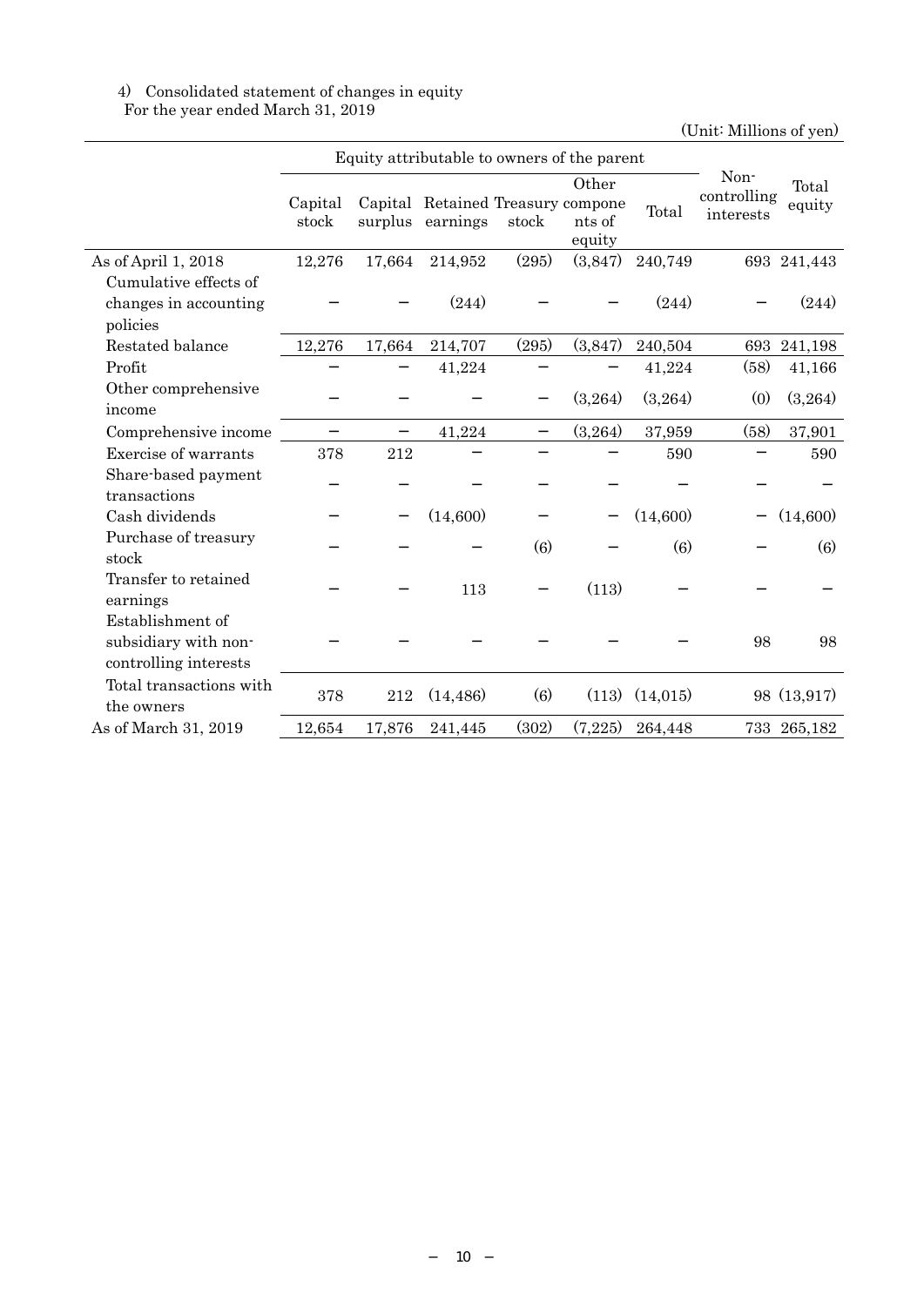4) Consolidated statement of changes in equity
For the year ended March 31, 2019

(Unit: Millions of yen)

| | Equity attributable to owners of the parent | | | | | | Non-controlling interests | Total equity |
|---|---|---|---|---|---|---|---|---|
| | Capital stock | Capital surplus | Retained earnings | Treasury stock | Other components of equity | Total | | |
| As of April 1, 2018 | 12,276 | 17,664 | 214,952 | (295) | (3,847) | 240,749 | 693 | 241,443 |
| Cumulative effects of changes in accounting policies | − | − | (244) | − | − | (244) | − | (244) |
| Restated balance | 12,276 | 17,664 | 214,707 | (295) | (3,847) | 240,504 | 693 | 241,198 |
| Profit | − | − | 41,224 | − | − | 41,224 | (58) | 41,166 |
| Other comprehensive income | − | − | − | − | (3,264) | (3,264) | (0) | (3,264) |
| Comprehensive income | − | − | 41,224 | − | (3,264) | 37,959 | (58) | 37,901 |
| Exercise of warrants | 378 | 212 | − | − | − | 590 | − | 590 |
| Share-based payment transactions | − | − | − | − | − | − | − | − |
| Cash dividends | − | − | (14,600) | − | − | (14,600) | − | (14,600) |
| Purchase of treasury stock | − | − | − | (6) | − | (6) | − | (6) |
| Transfer to retained earnings | − | − | 113 | − | (113) | − | − | − |
| Establishment of subsidiary with non-controlling interests | − | − | − | − | − | − | 98 | 98 |
| Total transactions with the owners | 378 | 212 | (14,486) | (6) | (113) | (14,015) | 98 | (13,917) |
| As of March 31, 2019 | 12,654 | 17,876 | 241,445 | (302) | (7,225) | 264,448 | 733 | 265,182 |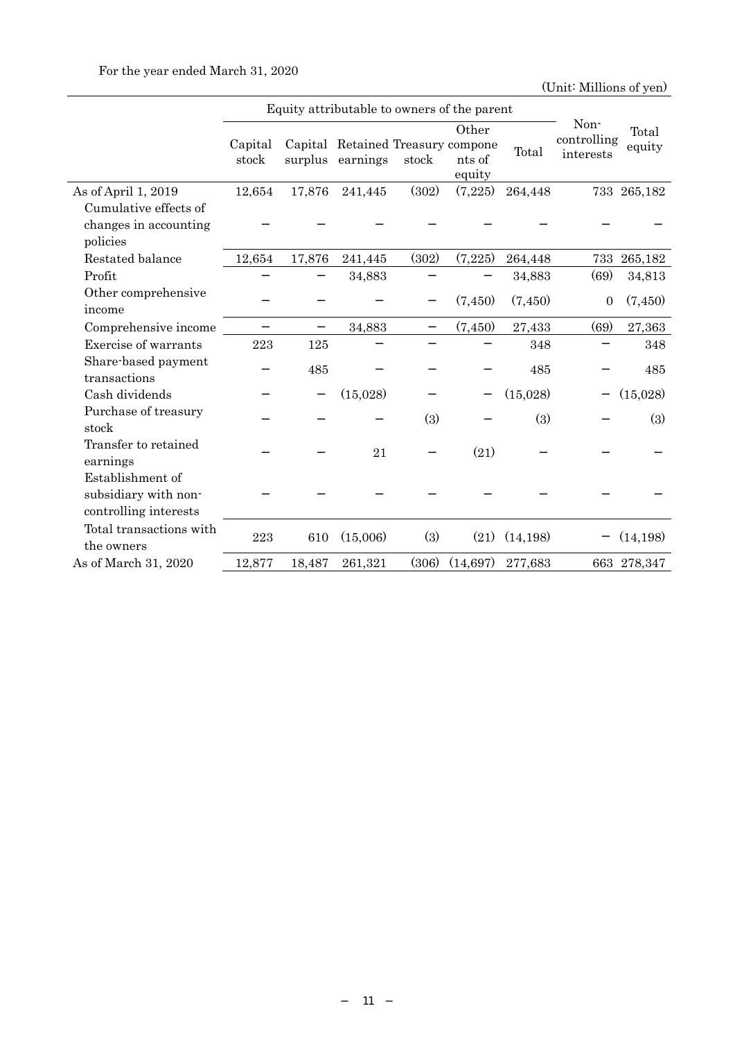For the year ended March 31, 2020

(Unit: Millions of yen)

| | Equity attributable to owners of the parent | | | | | | Non-controlling interests | Total equity |
|---|---|---|---|---|---|---|---|---|
| | Capital stock | Capital surplus | Retained earnings | Treasury stock | Other components of equity | Total | | |
| As of April 1, 2019 | 12,654 | 17,876 | 241,445 | (302) | (7,225) | 264,448 | 733 | 265,182 |
| Cumulative effects of changes in accounting policies | − | − | − | − | − | − | − | − |
| Restated balance | 12,654 | 17,876 | 241,445 | (302) | (7,225) | 264,448 | 733 | 265,182 |
| Profit | − | − | 34,883 | − | − | 34,883 | (69) | 34,813 |
| Other comprehensive income | − | − | − | − | (7,450) | (7,450) | 0 | (7,450) |
| Comprehensive income | − | − | 34,883 | − | (7,450) | 27,433 | (69) | 27,363 |
| Exercise of warrants | 223 | 125 | − | − | − | 348 | − | 348 |
| Share-based payment transactions | − | 485 | − | − | − | 485 | − | 485 |
| Cash dividends | − | − | (15,028) | − | − | (15,028) | − | (15,028) |
| Purchase of treasury stock | − | − | − | (3) | − | (3) | − | (3) |
| Transfer to retained earnings | − | − | 21 | − | (21) | − | − | − |
| Establishment of subsidiary with non-controlling interests | − | − | − | − | − | − | − | − |
| Total transactions with the owners | 223 | 610 | (15,006) | (3) | (21) | (14,198) | − | (14,198) |
| As of March 31, 2020 | 12,877 | 18,487 | 261,321 | (306) | (14,697) | 277,683 | 663 | 278,347 |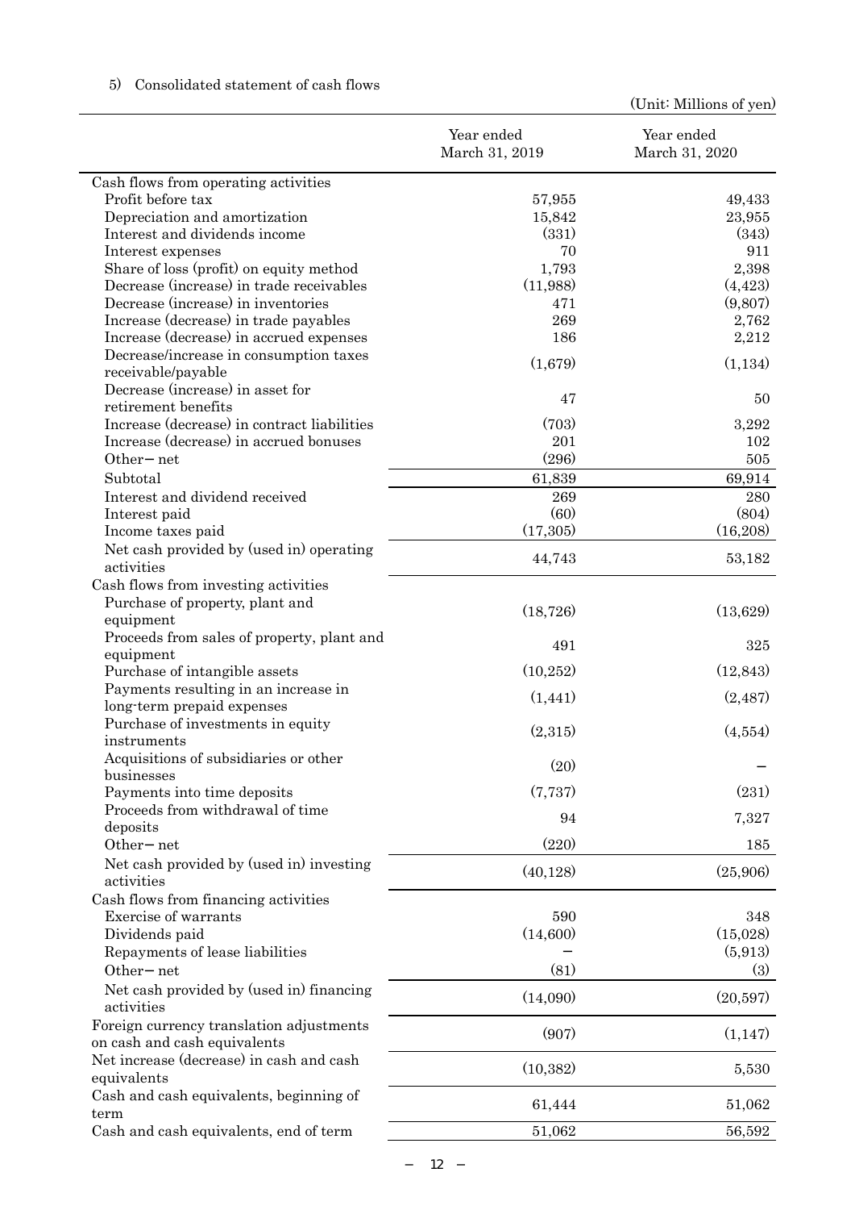5) Consolidated statement of cash flows

(Unit: Millions of yen)

| | Year ended March 31, 2019 | Year ended March 31, 2020 |
|---|---|---|
| Cash flows from operating activities | | |
| Profit before tax | 57,955 | 49,433 |
| Depreciation and amortization | 15,842 | 23,955 |
| Interest and dividends income | (331) | (343) |
| Interest expenses | 70 | 911 |
| Share of loss (profit) on equity method | 1,793 | 2,398 |
| Decrease (increase) in trade receivables | (11,988) | (4,423) |
| Decrease (increase) in inventories | 471 | (9,807) |
| Increase (decrease) in trade payables | 269 | 2,762 |
| Increase (decrease) in accrued expenses | 186 | 2,212 |
| Decrease/increase in consumption taxes receivable/payable | (1,679) | (1,134) |
| Decrease (increase) in asset for retirement benefits | 47 | 50 |
| Increase (decrease) in contract liabilities | (703) | 3,292 |
| Increase (decrease) in accrued bonuses | 201 | 102 |
| Other－net | (296) | 505 |
| Subtotal | 61,839 | 69,914 |
| Interest and dividend received | 269 | 280 |
| Interest paid | (60) | (804) |
| Income taxes paid | (17,305) | (16,208) |
| Net cash provided by (used in) operating activities | 44,743 | 53,182 |
| Cash flows from investing activities | | |
| Purchase of property, plant and equipment | (18,726) | (13,629) |
| Proceeds from sales of property, plant and equipment | 491 | 325 |
| Purchase of intangible assets | (10,252) | (12,843) |
| Payments resulting in an increase in long-term prepaid expenses | (1,441) | (2,487) |
| Purchase of investments in equity instruments | (2,315) | (4,554) |
| Acquisitions of subsidiaries or other businesses | (20) | － |
| Payments into time deposits | (7,737) | (231) |
| Proceeds from withdrawal of time deposits | 94 | 7,327 |
| Other－net | (220) | 185 |
| Net cash provided by (used in) investing activities | (40,128) | (25,906) |
| Cash flows from financing activities | | |
| Exercise of warrants | 590 | 348 |
| Dividends paid | (14,600) | (15,028) |
| Repayments of lease liabilities | － | (5,913) |
| Other－net | (81) | (3) |
| Net cash provided by (used in) financing activities | (14,090) | (20,597) |
| Foreign currency translation adjustments on cash and cash equivalents | (907) | (1,147) |
| Net increase (decrease) in cash and cash equivalents | (10,382) | 5,530 |
| Cash and cash equivalents, beginning of term | 61,444 | 51,062 |
| Cash and cash equivalents, end of term | 51,062 | 56,592 |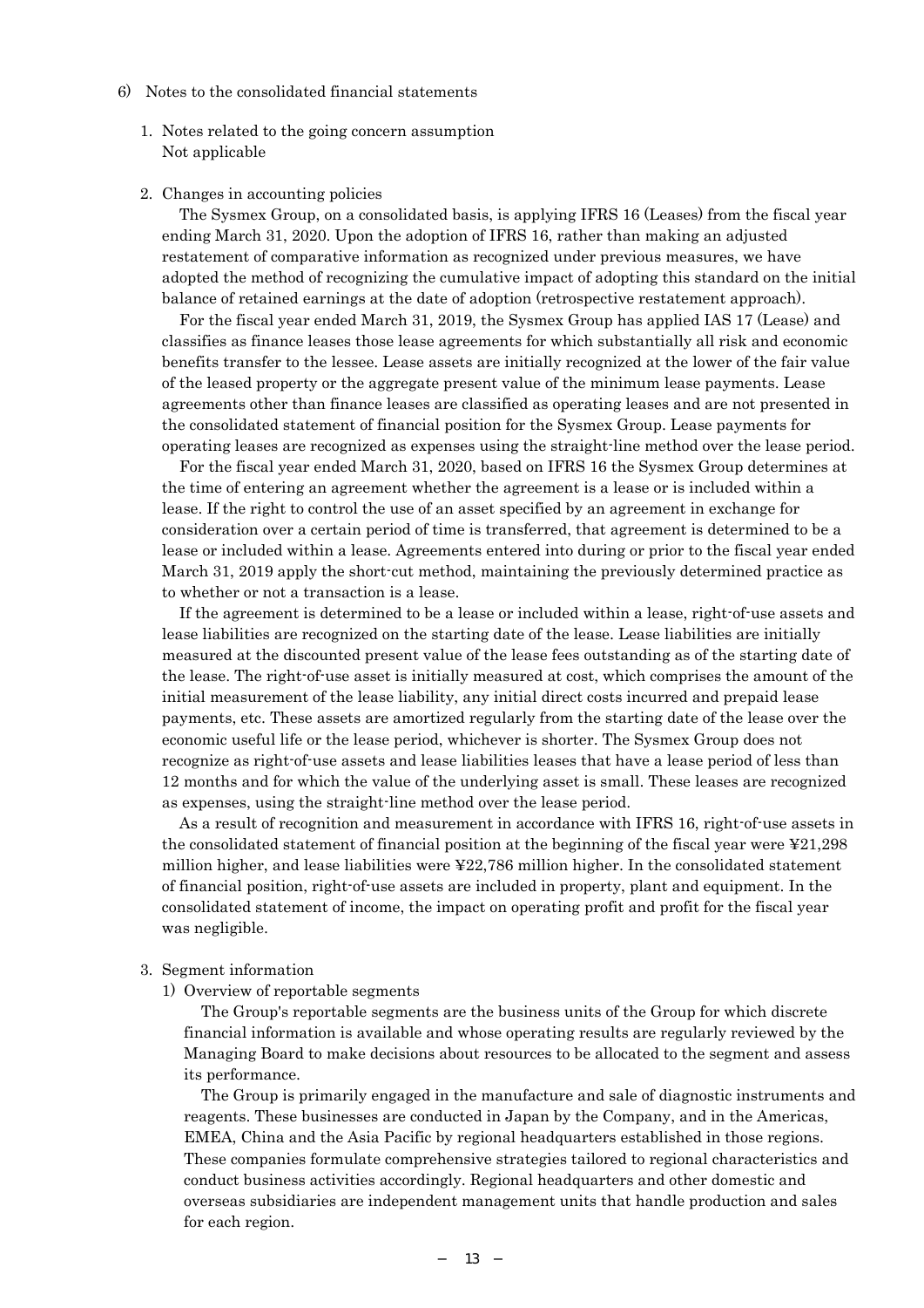6) Notes to the consolidated financial statements

1. Notes related to the going concern assumption
   Not applicable

2. Changes in accounting policies

The Sysmex Group, on a consolidated basis, is applying IFRS 16 (Leases) from the fiscal year ending March 31, 2020. Upon the adoption of IFRS 16, rather than making an adjusted restatement of comparative information as recognized under previous measures, we have adopted the method of recognizing the cumulative impact of adopting this standard on the initial balance of retained earnings at the date of adoption (retrospective restatement approach).

For the fiscal year ended March 31, 2019, the Sysmex Group has applied IAS 17 (Lease) and classifies as finance leases those lease agreements for which substantially all risk and economic benefits transfer to the lessee. Lease assets are initially recognized at the lower of the fair value of the leased property or the aggregate present value of the minimum lease payments. Lease agreements other than finance leases are classified as operating leases and are not presented in the consolidated statement of financial position for the Sysmex Group. Lease payments for operating leases are recognized as expenses using the straight-line method over the lease period.

For the fiscal year ended March 31, 2020, based on IFRS 16 the Sysmex Group determines at the time of entering an agreement whether the agreement is a lease or is included within a lease. If the right to control the use of an asset specified by an agreement in exchange for consideration over a certain period of time is transferred, that agreement is determined to be a lease or included within a lease. Agreements entered into during or prior to the fiscal year ended March 31, 2019 apply the short-cut method, maintaining the previously determined practice as to whether or not a transaction is a lease.

If the agreement is determined to be a lease or included within a lease, right-of-use assets and lease liabilities are recognized on the starting date of the lease. Lease liabilities are initially measured at the discounted present value of the lease fees outstanding as of the starting date of the lease. The right-of-use asset is initially measured at cost, which comprises the amount of the initial measurement of the lease liability, any initial direct costs incurred and prepaid lease payments, etc. These assets are amortized regularly from the starting date of the lease over the economic useful life or the lease period, whichever is shorter. The Sysmex Group does not recognize as right-of-use assets and lease liabilities leases that have a lease period of less than 12 months and for which the value of the underlying asset is small. These leases are recognized as expenses, using the straight-line method over the lease period.

As a result of recognition and measurement in accordance with IFRS 16, right-of-use assets in the consolidated statement of financial position at the beginning of the fiscal year were ¥21,298 million higher, and lease liabilities were ¥22,786 million higher. In the consolidated statement of financial position, right-of-use assets are included in property, plant and equipment. In the consolidated statement of income, the impact on operating profit and profit for the fiscal year was negligible.

3. Segment information

1) Overview of reportable segments

The Group's reportable segments are the business units of the Group for which discrete financial information is available and whose operating results are regularly reviewed by the Managing Board to make decisions about resources to be allocated to the segment and assess its performance.

The Group is primarily engaged in the manufacture and sale of diagnostic instruments and reagents. These businesses are conducted in Japan by the Company, and in the Americas, EMEA, China and the Asia Pacific by regional headquarters established in those regions. These companies formulate comprehensive strategies tailored to regional characteristics and conduct business activities accordingly. Regional headquarters and other domestic and overseas subsidiaries are independent management units that handle production and sales for each region.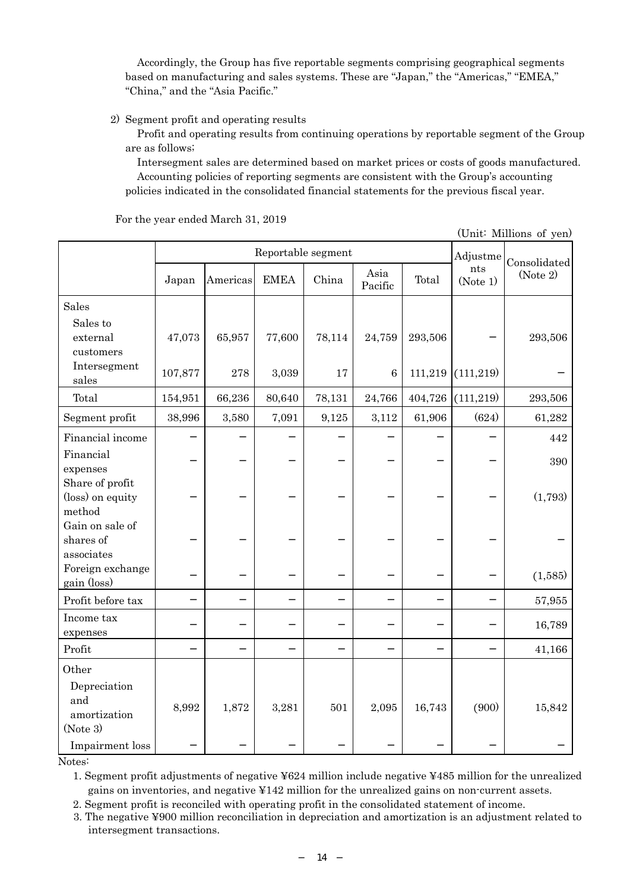Accordingly, the Group has five reportable segments comprising geographical segments based on manufacturing and sales systems. These are "Japan," the "Americas," "EMEA," "China," and the "Asia Pacific."

2) Segment profit and operating results

Profit and operating results from continuing operations by reportable segment of the Group are as follows;

Intersegment sales are determined based on market prices or costs of goods manufactured.

Accounting policies of reporting segments are consistent with the Group's accounting policies indicated in the consolidated financial statements for the previous fiscal year.

For the year ended March 31, 2019

(Unit: Millions of yen)

| | Reportable segment | | | | | | Adjustments (Note 1) | Consolidated (Note 2) |
|---|---|---|---|---|---|---|---|---|
| | Japan | Americas | EMEA | China | Asia Pacific | Total | | |
| Sales | | | | | | | | |
| Sales to external customers | 47,073 | 65,957 | 77,600 | 78,114 | 24,759 | 293,506 | − | 293,506 |
| Intersegment sales | 107,877 | 278 | 3,039 | 17 | 6 | 111,219 | (111,219) | − |
| Total | 154,951 | 66,236 | 80,640 | 78,131 | 24,766 | 404,726 | (111,219) | 293,506 |
| Segment profit | 38,996 | 3,580 | 7,091 | 9,125 | 3,112 | 61,906 | (624) | 61,282 |
| Financial income | − | − | − | − | − | − | − | 442 |
| Financial expenses | − | − | − | − | − | − | − | 390 |
| Share of profit (loss) on equity method | − | − | − | − | − | − | − | (1,793) |
| Gain on sale of shares of associates | − | − | − | − | − | − | − | − |
| Foreign exchange gain (loss) | − | − | − | − | − | − | − | (1,585) |
| Profit before tax | − | − | − | − | − | − | − | 57,955 |
| Income tax expenses | − | − | − | − | − | − | − | 16,789 |
| Profit | − | − | − | − | − | − | − | 41,166 |
| Other | | | | | | | | |
| Depreciation and amortization (Note 3) | 8,992 | 1,872 | 3,281 | 501 | 2,095 | 16,743 | (900) | 15,842 |
| Impairment loss | − | − | − | − | − | − | − | − |

Notes:

1. Segment profit adjustments of negative ¥624 million include negative ¥485 million for the unrealized gains on inventories, and negative ¥142 million for the unrealized gains on non-current assets.
2. Segment profit is reconciled with operating profit in the consolidated statement of income.
3. The negative ¥900 million reconciliation in depreciation and amortization is an adjustment related to intersegment transactions.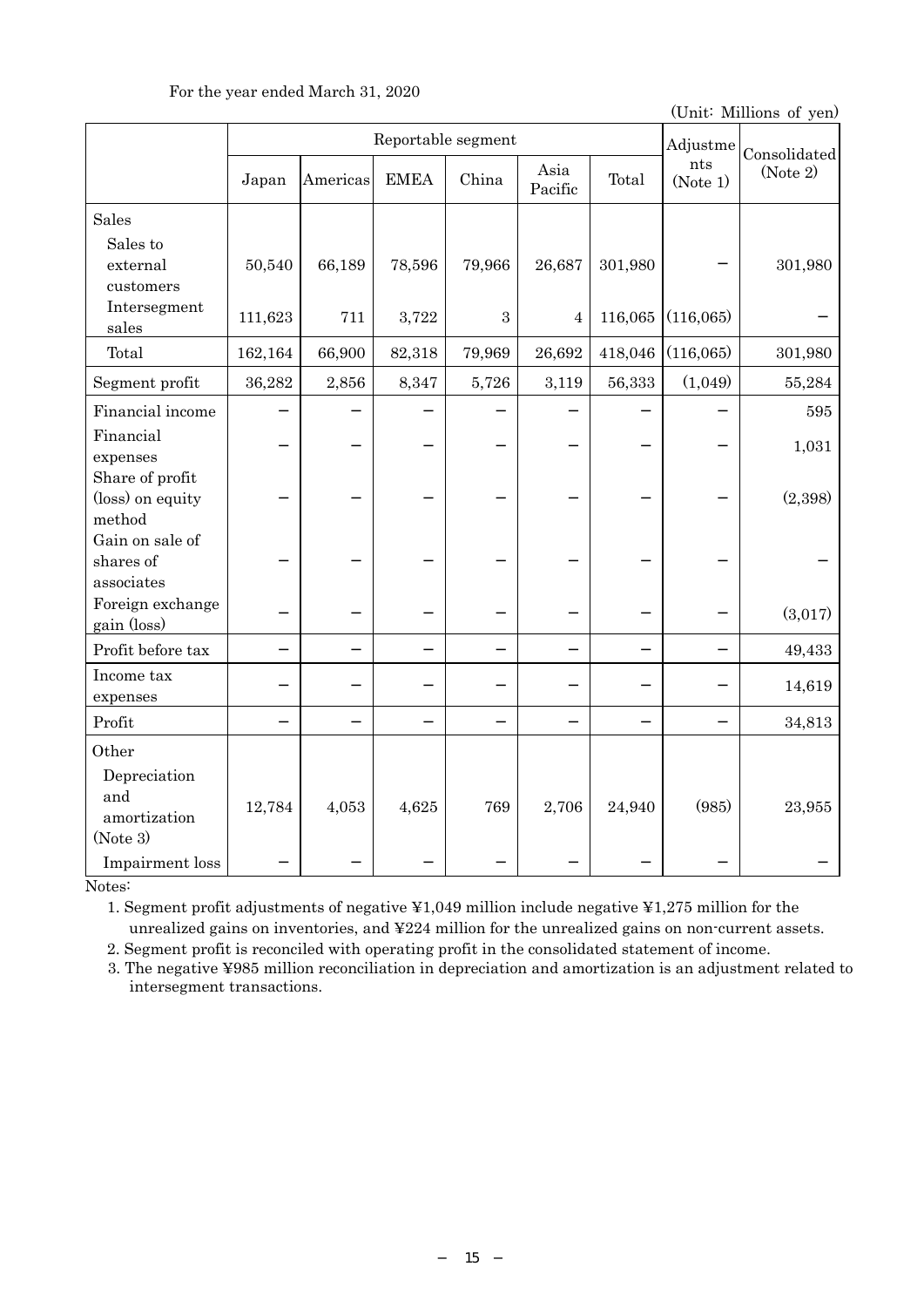For the year ended March 31, 2020

(Unit: Millions of yen)

| | Reportable segment | | | | | | Adjustments (Note 1) | Consolidated (Note 2) |
|---|---|---|---|---|---|---|---|---|
| | Japan | Americas | EMEA | China | Asia Pacific | Total | | |
| Sales | | | | | | | | |
| Sales to external customers | 50,540 | 66,189 | 78,596 | 79,966 | 26,687 | 301,980 | – | 301,980 |
| Intersegment sales | 111,623 | 711 | 3,722 | 3 | 4 | 116,065 | (116,065) | – |
| Total | 162,164 | 66,900 | 82,318 | 79,969 | 26,692 | 418,046 | (116,065) | 301,980 |
| Segment profit | 36,282 | 2,856 | 8,347 | 5,726 | 3,119 | 56,333 | (1,049) | 55,284 |
| Financial income | – | – | – | – | – | – | – | 595 |
| Financial expenses | – | – | – | – | – | – | – | 1,031 |
| Share of profit (loss) on equity method | – | – | – | – | – | – | – | (2,398) |
| Gain on sale of shares of associates | – | – | – | – | – | – | – | – |
| Foreign exchange gain (loss) | – | – | – | – | – | – | – | (3,017) |
| Profit before tax | – | – | – | – | – | – | – | 49,433 |
| Income tax expenses | – | – | – | – | – | – | – | 14,619 |
| Profit | – | – | – | – | – | – | – | 34,813 |
| Other | | | | | | | | |
| Depreciation and amortization (Note 3) | 12,784 | 4,053 | 4,625 | 769 | 2,706 | 24,940 | (985) | 23,955 |
| Impairment loss | – | – | – | – | – | – | – | – |

Notes:

1. Segment profit adjustments of negative ¥1,049 million include negative ¥1,275 million for the unrealized gains on inventories, and ¥224 million for the unrealized gains on non-current assets.
2. Segment profit is reconciled with operating profit in the consolidated statement of income.
3. The negative ¥985 million reconciliation in depreciation and amortization is an adjustment related to intersegment transactions.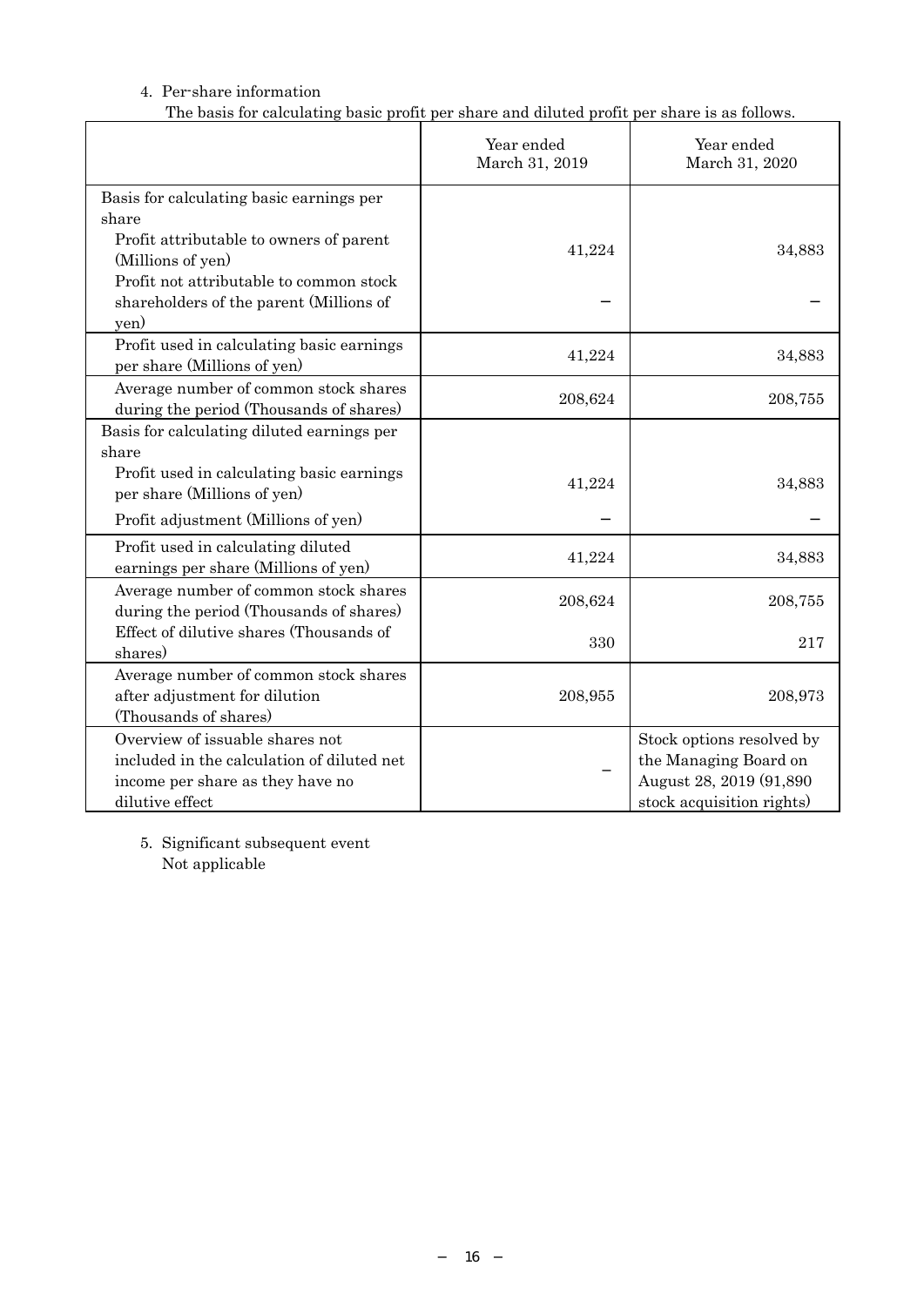4. Per-share information

The basis for calculating basic profit per share and diluted profit per share is as follows.

| | Year ended March 31, 2019 | Year ended March 31, 2020 |
|---|---|---|
| Basis for calculating basic earnings per share | | |
| Profit attributable to owners of parent (Millions of yen) | 41,224 | 34,883 |
| Profit not attributable to common stock shareholders of the parent (Millions of yen) | – | – |
| Profit used in calculating basic earnings per share (Millions of yen) | 41,224 | 34,883 |
| Average number of common stock shares during the period (Thousands of shares) | 208,624 | 208,755 |
| Basis for calculating diluted earnings per share | | |
| Profit used in calculating basic earnings per share (Millions of yen) | 41,224 | 34,883 |
| Profit adjustment (Millions of yen) | – | – |
| Profit used in calculating diluted earnings per share (Millions of yen) | 41,224 | 34,883 |
| Average number of common stock shares during the period (Thousands of shares) | 208,624 | 208,755 |
| Effect of dilutive shares (Thousands of shares) | 330 | 217 |
| Average number of common stock shares after adjustment for dilution (Thousands of shares) | 208,955 | 208,973 |
| Overview of issuable shares not included in the calculation of diluted net income per share as they have no dilutive effect | – | Stock options resolved by the Managing Board on August 28, 2019 (91,890 stock acquisition rights) |

5. Significant subsequent event

Not applicable